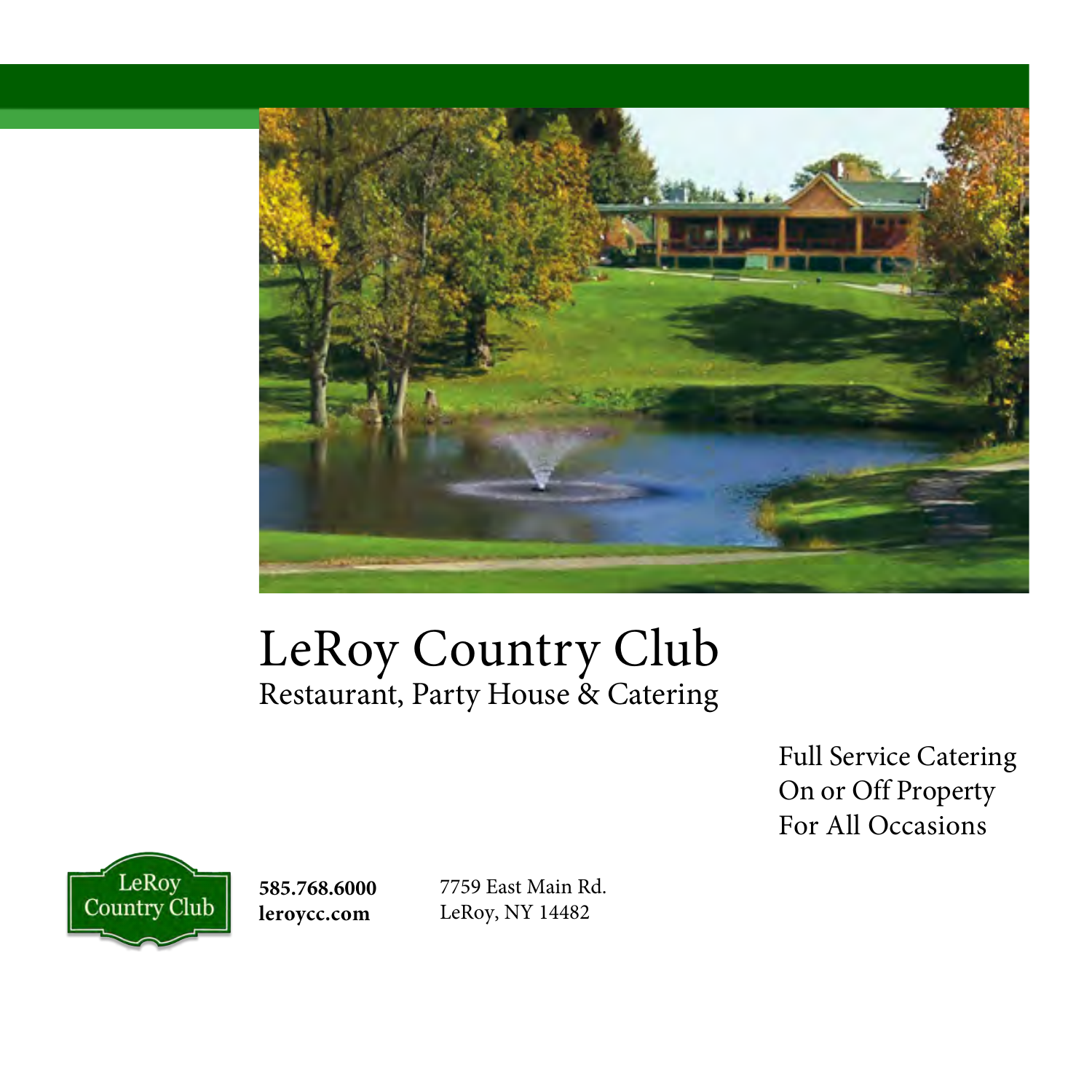# LeRoy Country Club

Restaurant, Party House & Catering

Full Service Catering
On or Off Property
For All Occasions

LeRoy Country Club

**585.768.6000**
**leroycc.com**

7759 East Main Rd.
LeRoy, NY 14482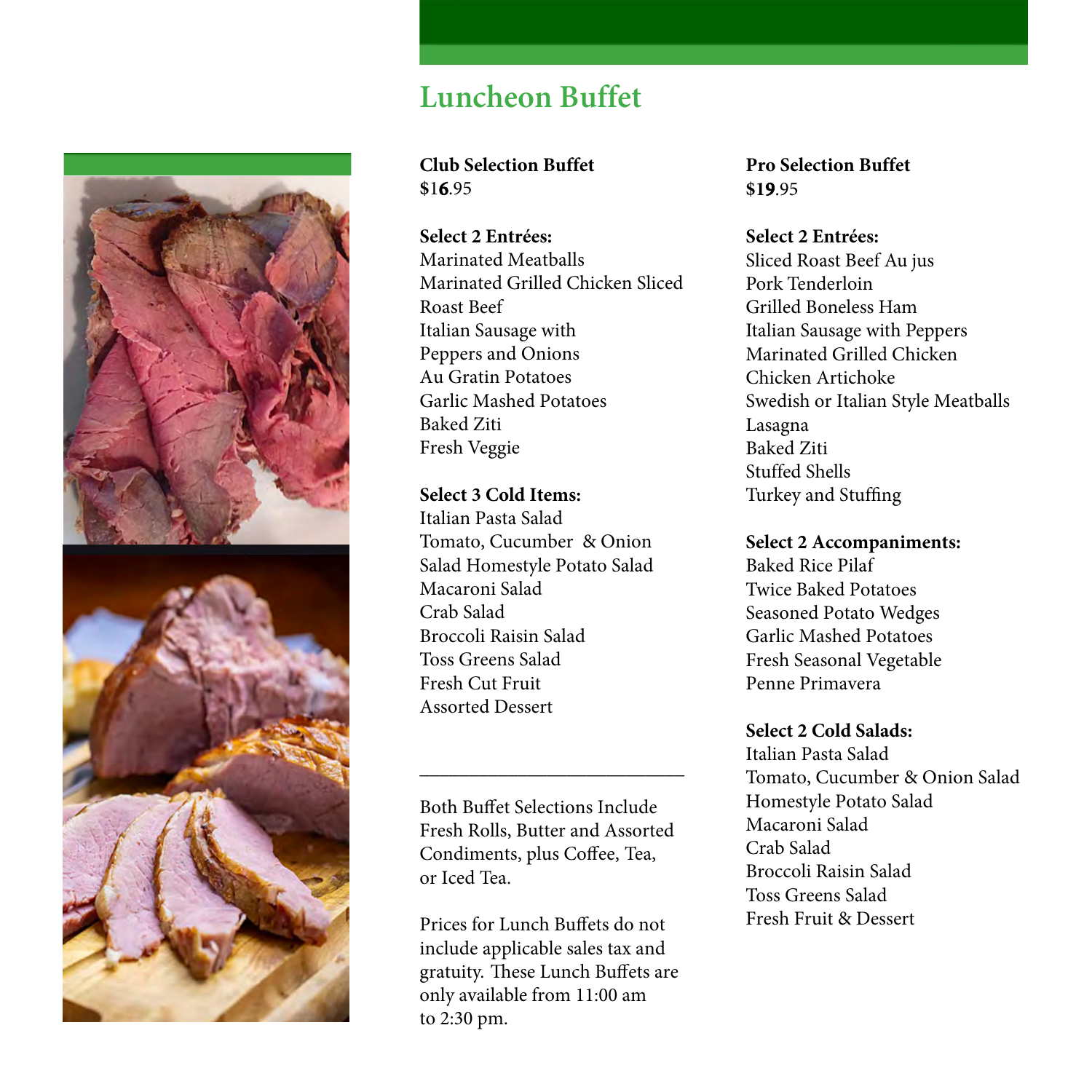# Luncheon Buffet

**Club Selection Buffet**
$16.95

**Select 2 Entrées:**
Marinated Meatballs
Marinated Grilled Chicken Sliced
Roast Beef
Italian Sausage with
Peppers and Onions
Au Gratin Potatoes
Garlic Mashed Potatoes
Baked Ziti
Fresh Veggie

**Select 3 Cold Items:**
Italian Pasta Salad
Tomato, Cucumber & Onion
Salad Homestyle Potato Salad
Macaroni Salad
Crab Salad
Broccoli Raisin Salad
Toss Greens Salad
Fresh Cut Fruit
Assorted Dessert

---

Both Buffet Selections Include Fresh Rolls, Butter and Assorted Condiments, plus Coffee, Tea, or Iced Tea.

Prices for Lunch Buffets do not include applicable sales tax and gratuity. These Lunch Buffets are only available from 11:00 am to 2:30 pm.

**Pro Selection Buffet**
**$19**.95

**Select 2 Entrées:**
Sliced Roast Beef Au jus
Pork Tenderloin
Grilled Boneless Ham
Italian Sausage with Peppers
Marinated Grilled Chicken
Chicken Artichoke
Swedish or Italian Style Meatballs
Lasagna
Baked Ziti
Stuffed Shells
Turkey and Stuffing

**Select 2 Accompaniments:**
Baked Rice Pilaf
Twice Baked Potatoes
Seasoned Potato Wedges
Garlic Mashed Potatoes
Fresh Seasonal Vegetable
Penne Primavera

**Select 2 Cold Salads:**
Italian Pasta Salad
Tomato, Cucumber & Onion Salad
Homestyle Potato Salad
Macaroni Salad
Crab Salad
Broccoli Raisin Salad
Toss Greens Salad
Fresh Fruit & Dessert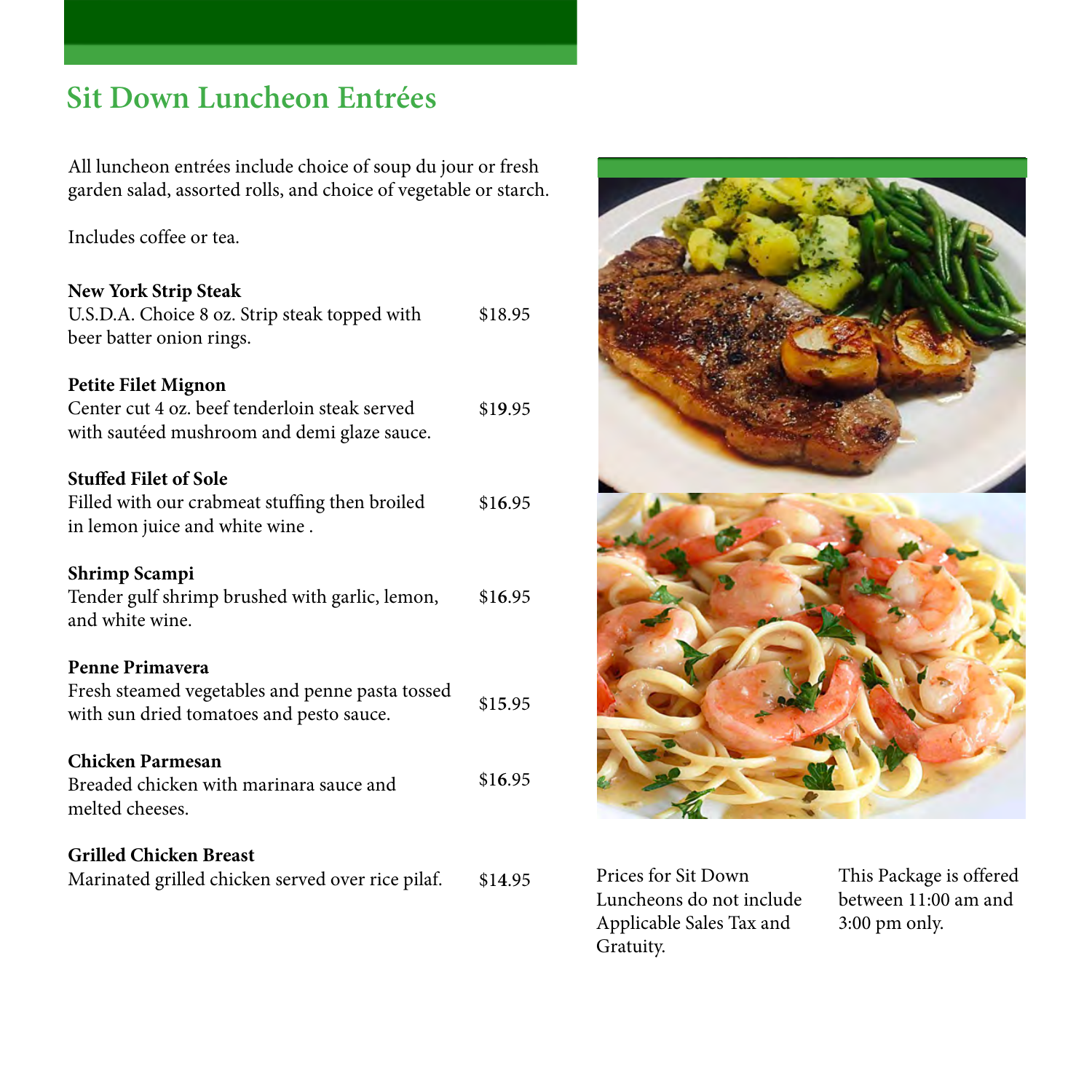# Sit Down Luncheon Entrées

All luncheon entrées include choice of soup du jour or fresh garden salad, assorted rolls, and choice of vegetable or starch.

Includes coffee or tea.

**New York Strip Steak**
U.S.D.A. Choice 8 oz. Strip steak topped with beer batter onion rings. $18.95

**Petite Filet Mignon**
Center cut 4 oz. beef tenderloin steak served with sautéed mushroom and demi glaze sauce. $19.95

**Stuffed Filet of Sole**
Filled with our crabmeat stuffing then broiled in lemon juice and white wine . $16.95

**Shrimp Scampi**
Tender gulf shrimp brushed with garlic, lemon, and white wine. $16.95

**Penne Primavera**
Fresh steamed vegetables and penne pasta tossed with sun dried tomatoes and pesto sauce. $15.95

**Chicken Parmesan**
Breaded chicken with marinara sauce and melted cheeses. $16.95

**Grilled Chicken Breast**
Marinated grilled chicken served over rice pilaf. $14.95

Prices for Sit Down Luncheons do not include Applicable Sales Tax and Gratuity.

This Package is offered between 11:00 am and 3:00 pm only.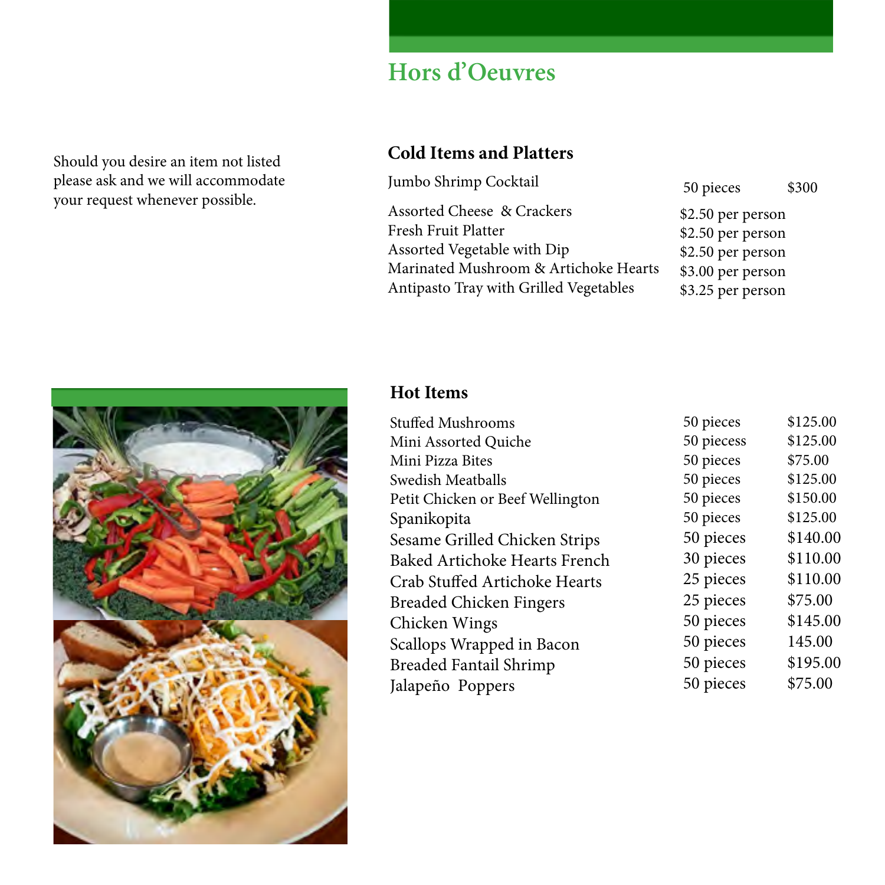# Hors d'Oeuvres

Should you desire an item not listed please ask and we will accommodate your request whenever possible.

## Cold Items and Platters

| Item | Quantity | Price |
|---|---|---|
| Jumbo Shrimp Cocktail | 50 pieces | $300 |
| Assorted Cheese & Crackers | $2.50 per person | |
| Fresh Fruit Platter | $2.50 per person | |
| Assorted Vegetable with Dip | $2.50 per person | |
| Marinated Mushroom & Artichoke Hearts | $3.00 per person | |
| Antipasto Tray with Grilled Vegetables | $3.25 per person | |

## Hot Items

| Item | Quantity | Price |
|---|---|---|
| Stuffed Mushrooms | 50 pieces | $125.00 |
| Mini Assorted Quiche | 50 piecess | $125.00 |
| Mini Pizza Bites | 50 pieces | $75.00 |
| Swedish Meatballs | 50 pieces | $125.00 |
| Petit Chicken or Beef Wellington | 50 pieces | $150.00 |
| Spanikopita | 50 pieces | $125.00 |
| Sesame Grilled Chicken Strips | 50 pieces | $140.00 |
| Baked Artichoke Hearts French | 30 pieces | $110.00 |
| Crab Stuffed Artichoke Hearts | 25 pieces | $110.00 |
| Breaded Chicken Fingers | 25 pieces | $75.00 |
| Chicken Wings | 50 pieces | $145.00 |
| Scallops Wrapped in Bacon | 50 pieces | 145.00 |
| Breaded Fantail Shrimp | 50 pieces | $195.00 |
| Jalapeño Poppers | 50 pieces | $75.00 |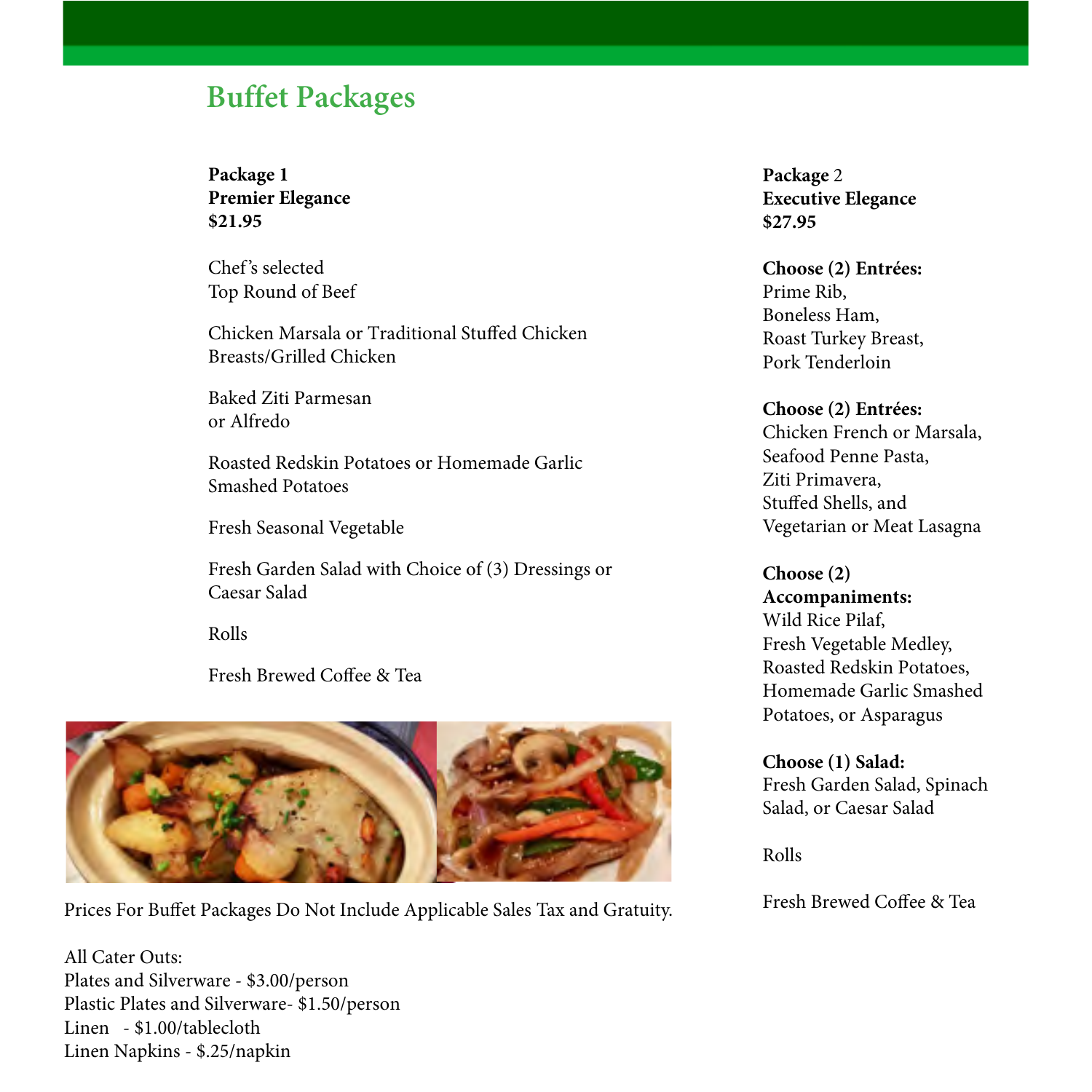# Buffet Packages

**Package 1**
**Premier Elegance**
**$21.95**

Chef's selected
Top Round of Beef

Chicken Marsala or Traditional Stuffed Chicken Breasts/Grilled Chicken

Baked Ziti Parmesan
or Alfredo

Roasted Redskin Potatoes or Homemade Garlic Smashed Potatoes

Fresh Seasonal Vegetable

Fresh Garden Salad with Choice of (3) Dressings or Caesar Salad

Rolls

Fresh Brewed Coffee & Tea

Prices For Buffet Packages Do Not Include Applicable Sales Tax and Gratuity.

All Cater Outs:
Plates and Silverware - $3.00/person
Plastic Plates and Silverware- $1.50/person
Linen - $1.00/tablecloth
Linen Napkins - $.25/napkin

**Package 2**
**Executive Elegance**
**$27.95**

**Choose (2) Entrées:**
Prime Rib,
Boneless Ham,
Roast Turkey Breast,
Pork Tenderloin

**Choose (2) Entrées:**
Chicken French or Marsala,
Seafood Penne Pasta,
Ziti Primavera,
Stuffed Shells, and
Vegetarian or Meat Lasagna

**Choose (2) Accompaniments:**
Wild Rice Pilaf,
Fresh Vegetable Medley,
Roasted Redskin Potatoes,
Homemade Garlic Smashed Potatoes, or Asparagus

**Choose (1) Salad:**
Fresh Garden Salad, Spinach Salad, or Caesar Salad

Rolls

Fresh Brewed Coffee & Tea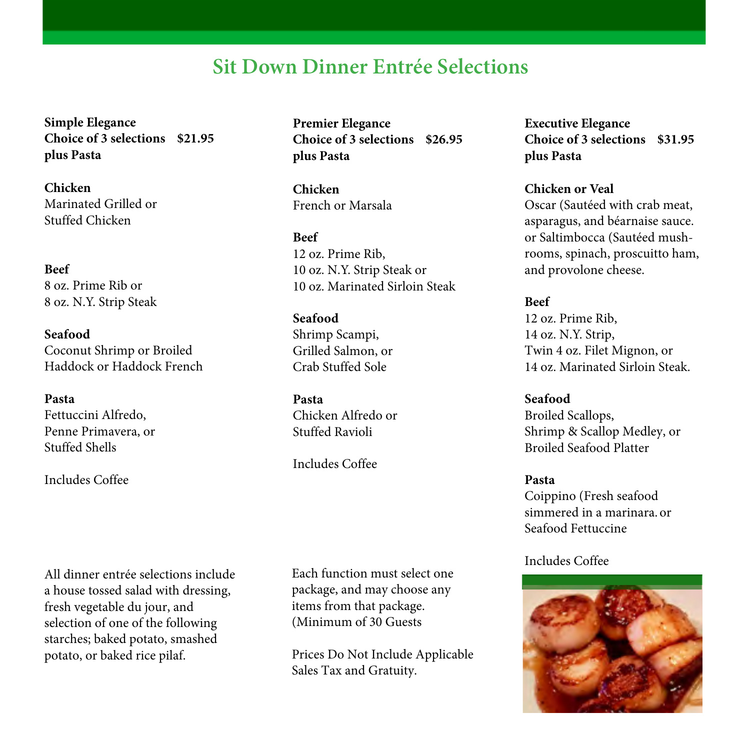# Sit Down Dinner Entrée Selections

**Simple Elegance**
**Choice of 3 selections $21.95 plus Pasta**

**Chicken**
Marinated Grilled or Stuffed Chicken

**Beef**
8 oz. Prime Rib or
8 oz. N.Y. Strip Steak

**Seafood**
Coconut Shrimp or Broiled Haddock or Haddock French

**Pasta**
Fettuccini Alfredo,
Penne Primavera, or
Stuffed Shells

Includes Coffee

**Premier Elegance**
**Choice of 3 selections $26.95 plus Pasta**

**Chicken**
French or Marsala

**Beef**
12 oz. Prime Rib,
10 oz. N.Y. Strip Steak or
10 oz. Marinated Sirloin Steak

**Seafood**
Shrimp Scampi,
Grilled Salmon, or
Crab Stuffed Sole

**Pasta**
Chicken Alfredo or
Stuffed Ravioli

Includes Coffee

**Executive Elegance**
**Choice of 3 selections $31.95 plus Pasta**

**Chicken or Veal**
Oscar (Sautéed with crab meat, asparagus, and béarnaise sauce. or Saltimbocca (Sautéed mushrooms, spinach, proscuitto ham, and provolone cheese.

**Beef**
12 oz. Prime Rib,
14 oz. N.Y. Strip,
Twin 4 oz. Filet Mignon, or
14 oz. Marinated Sirloin Steak.

**Seafood**
Broiled Scallops,
Shrimp & Scallop Medley, or
Broiled Seafood Platter

**Pasta**
Coippino (Fresh seafood simmered in a marinara. or
Seafood Fettuccine

Includes Coffee

All dinner entrée selections include a house tossed salad with dressing, fresh vegetable du jour, and selection of one of the following starches; baked potato, smashed potato, or baked rice pilaf.

Each function must select one package, and may choose any items from that package. (Minimum of 30 Guests

Prices Do Not Include Applicable Sales Tax and Gratuity.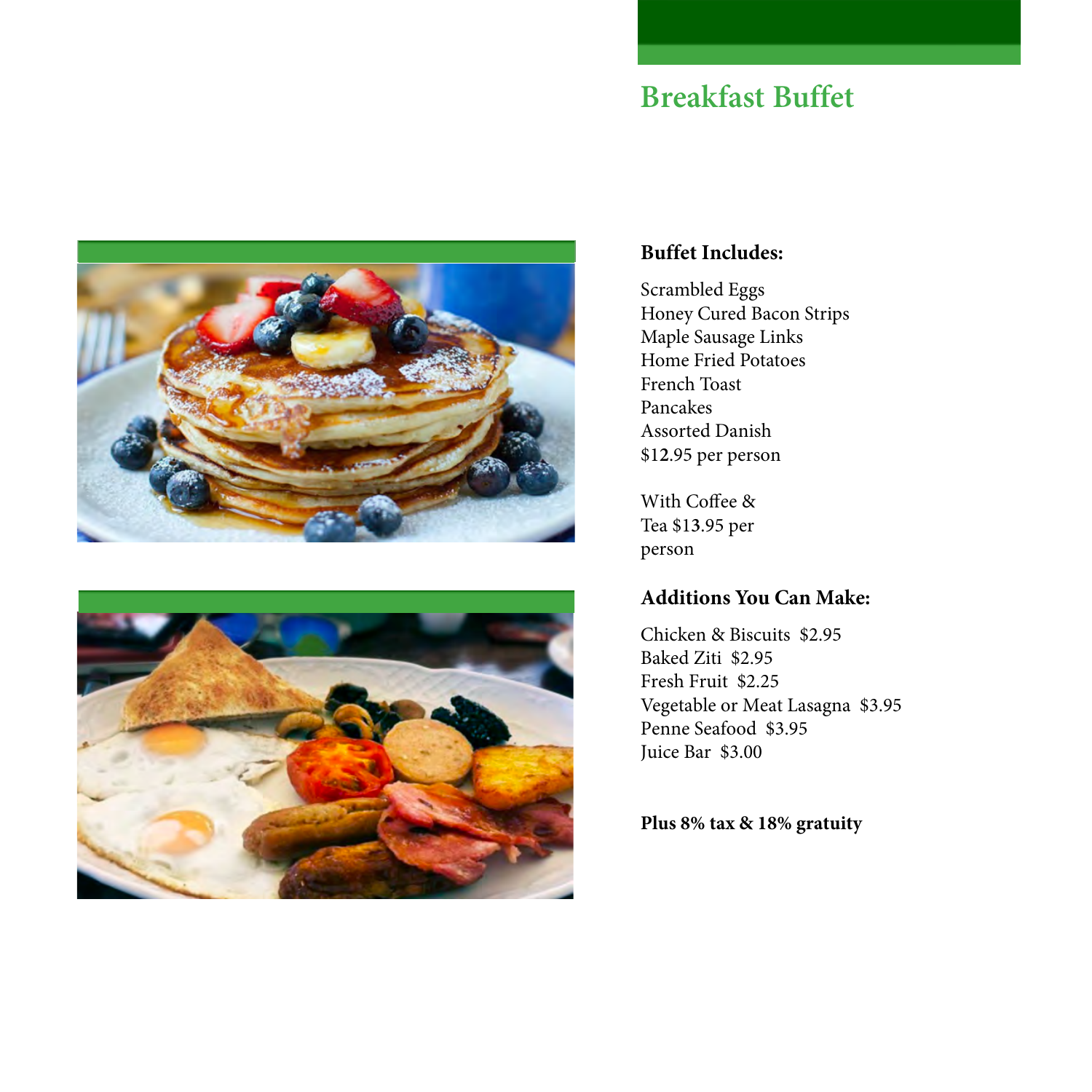# Breakfast Buffet

**Buffet Includes:**

Scrambled Eggs
Honey Cured Bacon Strips
Maple Sausage Links
Home Fried Potatoes
French Toast
Pancakes
Assorted Danish
$12.95 per person

With Coffee & Tea $13.95 per person

**Additions You Can Make:**

Chicken & Biscuits  $2.95
Baked Ziti  $2.95
Fresh Fruit  $2.25
Vegetable or Meat Lasagna  $3.95
Penne Seafood  $3.95
Juice Bar  $3.00

**Plus 8% tax & 18% gratuity**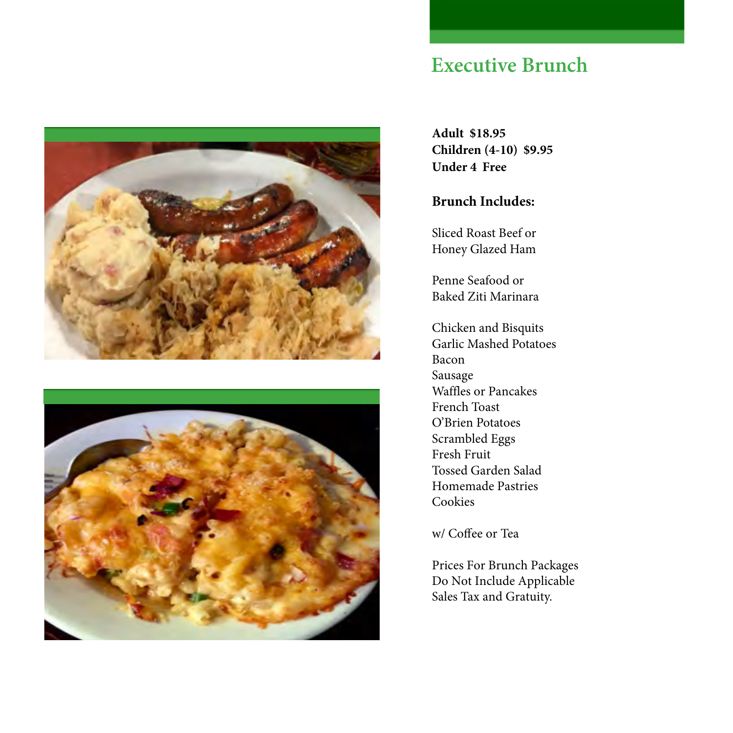# Executive Brunch

**Adult  $18.95**
**Children (4-10)  $9.95**
**Under 4  Free**

**Brunch Includes:**

Sliced Roast Beef or
Honey Glazed Ham

Penne Seafood or
Baked Ziti Marinara

Chicken and Bisquits
Garlic Mashed Potatoes
Bacon
Sausage
Waffles or Pancakes
French Toast
O'Brien Potatoes
Scrambled Eggs
Fresh Fruit
Tossed Garden Salad
Homemade Pastries
Cookies

w/ Coffee or Tea

Prices For Brunch Packages
Do Not Include Applicable
Sales Tax and Gratuity.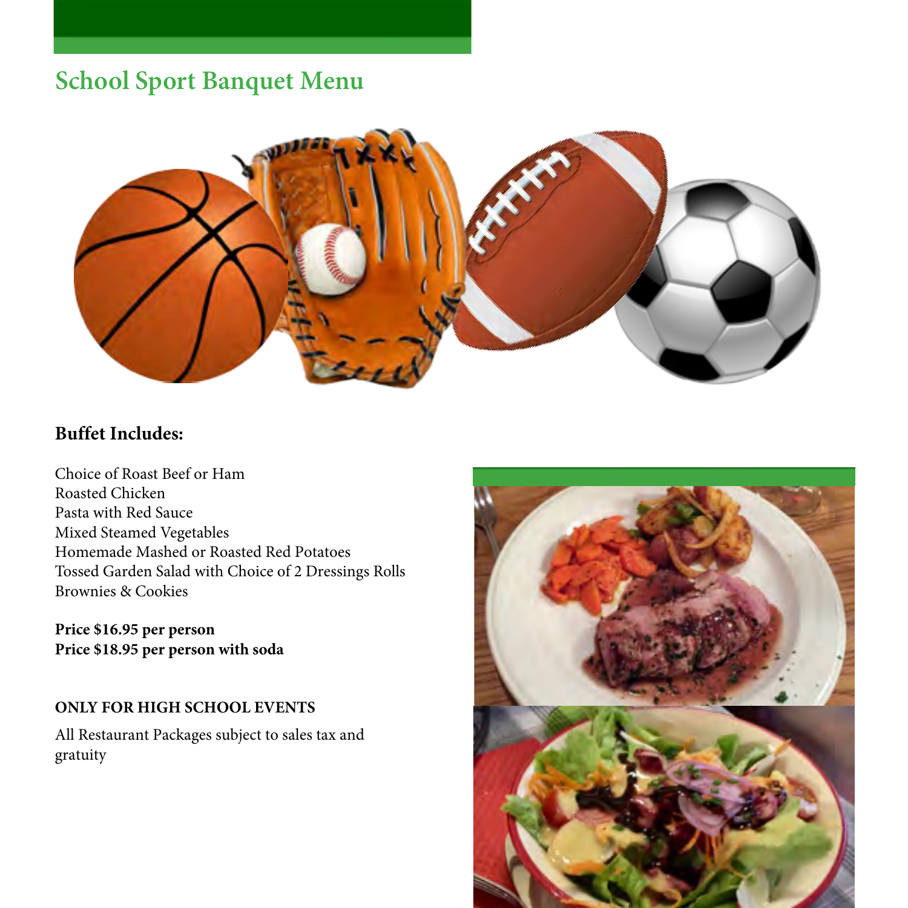# School Sport Banquet Menu

**Buffet Includes:**

Choice of Roast Beef or Ham
Roasted Chicken
Pasta with Red Sauce
Mixed Steamed Vegetables
Homemade Mashed or Roasted Red Potatoes
Tossed Garden Salad with Choice of 2 Dressings Rolls
Brownies & Cookies

**Price $16.95 per person**
**Price $18.95 per person with soda**

**ONLY FOR HIGH SCHOOL EVENTS**

All Restaurant Packages subject to sales tax and gratuity